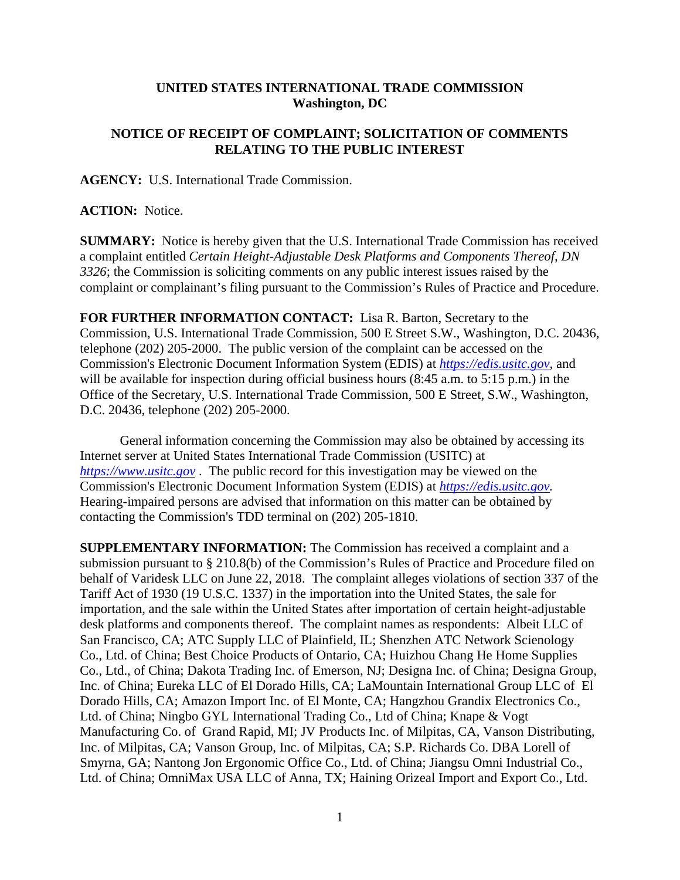**UNITED STATES INTERNATIONAL TRADE COMMISSION**
**Washington, DC**

**NOTICE OF RECEIPT OF COMPLAINT; SOLICITATION OF COMMENTS RELATING TO THE PUBLIC INTEREST**

**AGENCY:** U.S. International Trade Commission.

**ACTION:** Notice.

**SUMMARY:** Notice is hereby given that the U.S. International Trade Commission has received a complaint entitled *Certain Height-Adjustable Desk Platforms and Components Thereof, DN 3326*; the Commission is soliciting comments on any public interest issues raised by the complaint or complainant's filing pursuant to the Commission's Rules of Practice and Procedure.

**FOR FURTHER INFORMATION CONTACT:** Lisa R. Barton, Secretary to the Commission, U.S. International Trade Commission, 500 E Street S.W., Washington, D.C. 20436, telephone (202) 205-2000. The public version of the complaint can be accessed on the Commission's Electronic Document Information System (EDIS) at *https://edis.usitc.gov*, and will be available for inspection during official business hours (8:45 a.m. to 5:15 p.m.) in the Office of the Secretary, U.S. International Trade Commission, 500 E Street, S.W., Washington, D.C. 20436, telephone (202) 205-2000.

General information concerning the Commission may also be obtained by accessing its Internet server at United States International Trade Commission (USITC) at *https://www.usitc.gov* . The public record for this investigation may be viewed on the Commission's Electronic Document Information System (EDIS) at *https://edis.usitc.gov.* Hearing-impaired persons are advised that information on this matter can be obtained by contacting the Commission's TDD terminal on (202) 205-1810.

**SUPPLEMENTARY INFORMATION:** The Commission has received a complaint and a submission pursuant to § 210.8(b) of the Commission's Rules of Practice and Procedure filed on behalf of Varidesk LLC on June 22, 2018. The complaint alleges violations of section 337 of the Tariff Act of 1930 (19 U.S.C. 1337) in the importation into the United States, the sale for importation, and the sale within the United States after importation of certain height-adjustable desk platforms and components thereof. The complaint names as respondents: Albeit LLC of San Francisco, CA; ATC Supply LLC of Plainfield, IL; Shenzhen ATC Network Scienology Co., Ltd. of China; Best Choice Products of Ontario, CA; Huizhou Chang He Home Supplies Co., Ltd., of China; Dakota Trading Inc. of Emerson, NJ; Designa Inc. of China; Designa Group, Inc. of China; Eureka LLC of El Dorado Hills, CA; LaMountain International Group LLC of El Dorado Hills, CA; Amazon Import Inc. of El Monte, CA; Hangzhou Grandix Electronics Co., Ltd. of China; Ningbo GYL International Trading Co., Ltd of China; Knape & Vogt Manufacturing Co. of Grand Rapid, MI; JV Products Inc. of Milpitas, CA, Vanson Distributing, Inc. of Milpitas, CA; Vanson Group, Inc. of Milpitas, CA; S.P. Richards Co. DBA Lorell of Smyrna, GA; Nantong Jon Ergonomic Office Co., Ltd. of China; Jiangsu Omni Industrial Co., Ltd. of China; OmniMax USA LLC of Anna, TX; Haining Orizeal Import and Export Co., Ltd.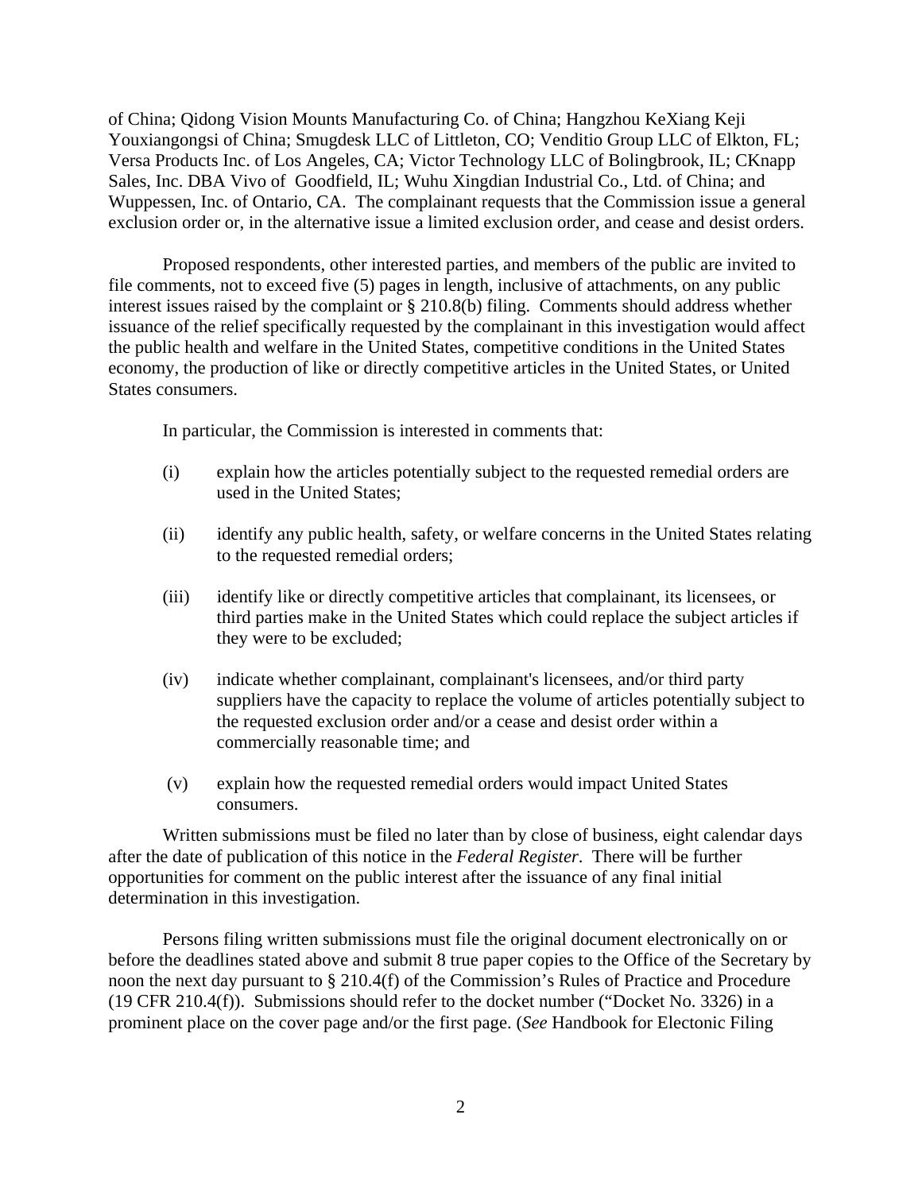of China; Qidong Vision Mounts Manufacturing Co. of China; Hangzhou KeXiang Keji Youxiangongsi of China; Smugdesk LLC of Littleton, CO; Venditio Group LLC of Elkton, FL; Versa Products Inc. of Los Angeles, CA; Victor Technology LLC of Bolingbrook, IL; CKnapp Sales, Inc. DBA Vivo of Goodfield, IL; Wuhu Xingdian Industrial Co., Ltd. of China; and Wuppessen, Inc. of Ontario, CA. The complainant requests that the Commission issue a general exclusion order or, in the alternative issue a limited exclusion order, and cease and desist orders.

Proposed respondents, other interested parties, and members of the public are invited to file comments, not to exceed five (5) pages in length, inclusive of attachments, on any public interest issues raised by the complaint or § 210.8(b) filing. Comments should address whether issuance of the relief specifically requested by the complainant in this investigation would affect the public health and welfare in the United States, competitive conditions in the United States economy, the production of like or directly competitive articles in the United States, or United States consumers.

In particular, the Commission is interested in comments that:

(i) explain how the articles potentially subject to the requested remedial orders are used in the United States;

(ii) identify any public health, safety, or welfare concerns in the United States relating to the requested remedial orders;

(iii) identify like or directly competitive articles that complainant, its licensees, or third parties make in the United States which could replace the subject articles if they were to be excluded;

(iv) indicate whether complainant, complainant's licensees, and/or third party suppliers have the capacity to replace the volume of articles potentially subject to the requested exclusion order and/or a cease and desist order within a commercially reasonable time; and

(v) explain how the requested remedial orders would impact United States consumers.

Written submissions must be filed no later than by close of business, eight calendar days after the date of publication of this notice in the *Federal Register*. There will be further opportunities for comment on the public interest after the issuance of any final initial determination in this investigation.

Persons filing written submissions must file the original document electronically on or before the deadlines stated above and submit 8 true paper copies to the Office of the Secretary by noon the next day pursuant to § 210.4(f) of the Commission's Rules of Practice and Procedure (19 CFR 210.4(f)). Submissions should refer to the docket number ("Docket No. 3326) in a prominent place on the cover page and/or the first page. (*See* Handbook for Electonic Filing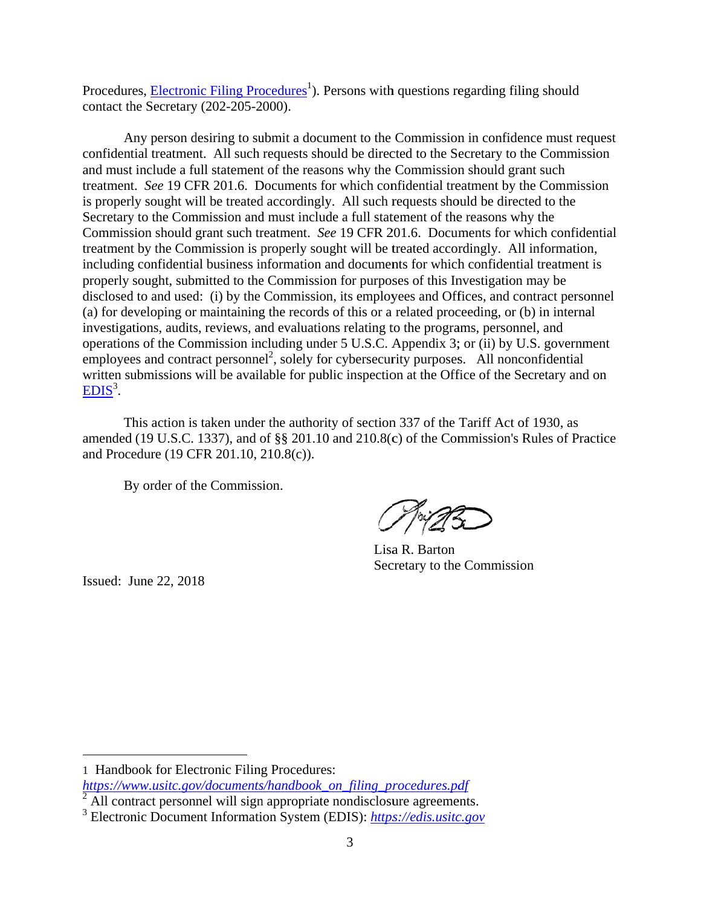Procedures, Electronic Filing Procedures[1]). Persons with questions regarding filing should contact the Secretary (202-205-2000).

Any person desiring to submit a document to the Commission in confidence must request confidential treatment. All such requests should be directed to the Secretary to the Commission and must include a full statement of the reasons why the Commission should grant such treatment. *See* 19 CFR 201.6. Documents for which confidential treatment by the Commission is properly sought will be treated accordingly. All such requests should be directed to the Secretary to the Commission and must include a full statement of the reasons why the Commission should grant such treatment. *See* 19 CFR 201.6. Documents for which confidential treatment by the Commission is properly sought will be treated accordingly. All information, including confidential business information and documents for which confidential treatment is properly sought, submitted to the Commission for purposes of this Investigation may be disclosed to and used: (i) by the Commission, its employees and Offices, and contract personnel (a) for developing or maintaining the records of this or a related proceeding, or (b) in internal investigations, audits, reviews, and evaluations relating to the programs, personnel, and operations of the Commission including under 5 U.S.C. Appendix 3; or (ii) by U.S. government employees and contract personnel[2], solely for cybersecurity purposes. All nonconfidential written submissions will be available for public inspection at the Office of the Secretary and on EDIS[3].

This action is taken under the authority of section 337 of the Tariff Act of 1930, as amended (19 U.S.C. 1337), and of §§ 201.10 and 210.8(c) of the Commission's Rules of Practice and Procedure (19 CFR 201.10, 210.8(c)).

By order of the Commission.

Lisa R. Barton
Secretary to the Commission

Issued: June 22, 2018

---

1 Handbook for Electronic Filing Procedures: *https://www.usitc.gov/documents/handbook_on_filing_procedures.pdf*

2 All contract personnel will sign appropriate nondisclosure agreements.

3 Electronic Document Information System (EDIS): *https://edis.usitc.gov*